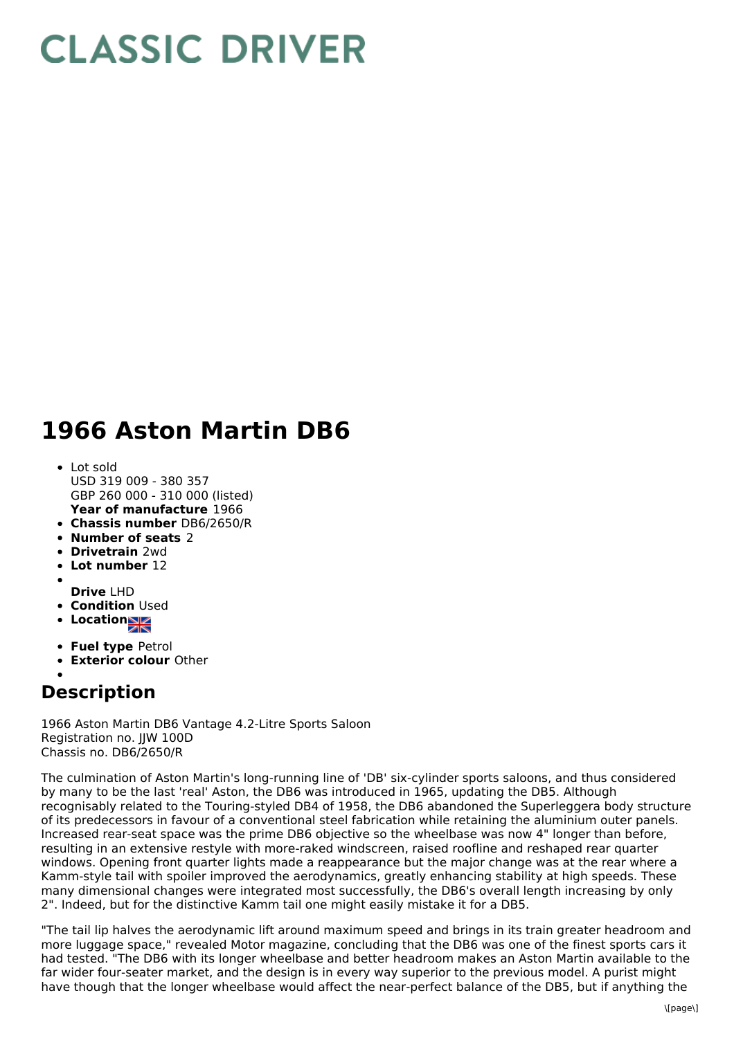# CLASSIC DRIVER

# 1966 Aston Martin DB6

- Lot sold
  USD 319 009 - 380 357
  GBP 260 000 - 310 000 (listed)
  **Year of manufacture** 1966
- **Chassis number** DB6/2650/R
- **Number of seats** 2
- **Drivetrain** 2wd
- **Lot number** 12
- **Drive** LHD
- **Condition** Used
- **Location**
- **Fuel type** Petrol
- **Exterior colour** Other

## Description

1966 Aston Martin DB6 Vantage 4.2-Litre Sports Saloon
Registration no. JJW 100D
Chassis no. DB6/2650/R

The culmination of Aston Martin's long-running line of 'DB' six-cylinder sports saloons, and thus considered by many to be the last 'real' Aston, the DB6 was introduced in 1965, updating the DB5. Although recognisably related to the Touring-styled DB4 of 1958, the DB6 abandoned the Superleggera body structure of its predecessors in favour of a conventional steel fabrication while retaining the aluminium outer panels. Increased rear-seat space was the prime DB6 objective so the wheelbase was now 4" longer than before, resulting in an extensive restyle with more-raked windscreen, raised roofline and reshaped rear quarter windows. Opening front quarter lights made a reappearance but the major change was at the rear where a Kamm-style tail with spoiler improved the aerodynamics, greatly enhancing stability at high speeds. These many dimensional changes were integrated most successfully, the DB6's overall length increasing by only 2". Indeed, but for the distinctive Kamm tail one might easily mistake it for a DB5.

"The tail lip halves the aerodynamic lift around maximum speed and brings in its train greater headroom and more luggage space," revealed Motor magazine, concluding that the DB6 was one of the finest sports cars it had tested. "The DB6 with its longer wheelbase and better headroom makes an Aston Martin available to the far wider four-seater market, and the design is in every way superior to the previous model. A purist might have though that the longer wheelbase would affect the near-perfect balance of the DB5, but if anything the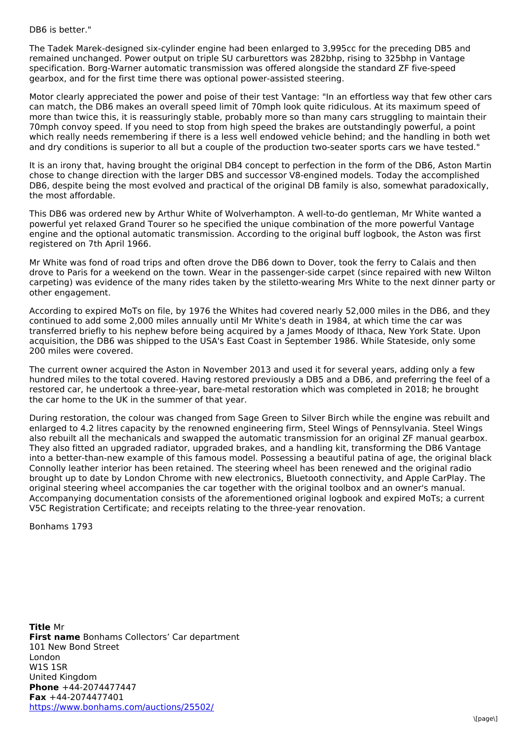DB6 is better."

The Tadek Marek-designed six-cylinder engine had been enlarged to 3,995cc for the preceding DB5 and remained unchanged. Power output on triple SU carburettors was 282bhp, rising to 325bhp in Vantage specification. Borg-Warner automatic transmission was offered alongside the standard ZF five-speed gearbox, and for the first time there was optional power-assisted steering.

Motor clearly appreciated the power and poise of their test Vantage: "In an effortless way that few other cars can match, the DB6 makes an overall speed limit of 70mph look quite ridiculous. At its maximum speed of more than twice this, it is reassuringly stable, probably more so than many cars struggling to maintain their 70mph convoy speed. If you need to stop from high speed the brakes are outstandingly powerful, a point which really needs remembering if there is a less well endowed vehicle behind; and the handling in both wet and dry conditions is superior to all but a couple of the production two-seater sports cars we have tested."

It is an irony that, having brought the original DB4 concept to perfection in the form of the DB6, Aston Martin chose to change direction with the larger DBS and successor V8-engined models. Today the accomplished DB6, despite being the most evolved and practical of the original DB family is also, somewhat paradoxically, the most affordable.

This DB6 was ordered new by Arthur White of Wolverhampton. A well-to-do gentleman, Mr White wanted a powerful yet relaxed Grand Tourer so he specified the unique combination of the more powerful Vantage engine and the optional automatic transmission. According to the original buff logbook, the Aston was first registered on 7th April 1966.

Mr White was fond of road trips and often drove the DB6 down to Dover, took the ferry to Calais and then drove to Paris for a weekend on the town. Wear in the passenger-side carpet (since repaired with new Wilton carpeting) was evidence of the many rides taken by the stiletto-wearing Mrs White to the next dinner party or other engagement.

According to expired MoTs on file, by 1976 the Whites had covered nearly 52,000 miles in the DB6, and they continued to add some 2,000 miles annually until Mr White's death in 1984, at which time the car was transferred briefly to his nephew before being acquired by a James Moody of Ithaca, New York State. Upon acquisition, the DB6 was shipped to the USA's East Coast in September 1986. While Stateside, only some 200 miles were covered.

The current owner acquired the Aston in November 2013 and used it for several years, adding only a few hundred miles to the total covered. Having restored previously a DB5 and a DB6, and preferring the feel of a restored car, he undertook a three-year, bare-metal restoration which was completed in 2018; he brought the car home to the UK in the summer of that year.

During restoration, the colour was changed from Sage Green to Silver Birch while the engine was rebuilt and enlarged to 4.2 litres capacity by the renowned engineering firm, Steel Wings of Pennsylvania. Steel Wings also rebuilt all the mechanicals and swapped the automatic transmission for an original ZF manual gearbox. They also fitted an upgraded radiator, upgraded brakes, and a handling kit, transforming the DB6 Vantage into a better-than-new example of this famous model. Possessing a beautiful patina of age, the original black Connolly leather interior has been retained. The steering wheel has been renewed and the original radio brought up to date by London Chrome with new electronics, Bluetooth connectivity, and Apple CarPlay. The original steering wheel accompanies the car together with the original toolbox and an owner's manual. Accompanying documentation consists of the aforementioned original logbook and expired MoTs; a current V5C Registration Certificate; and receipts relating to the three-year renovation.

Bonhams 1793

**Title** Mr
**First name** Bonhams Collectors' Car department
101 New Bond Street
London
W1S 1SR
United Kingdom
**Phone** +44-2074477447
**Fax** +44-2074477401
https://www.bonhams.com/auctions/25502/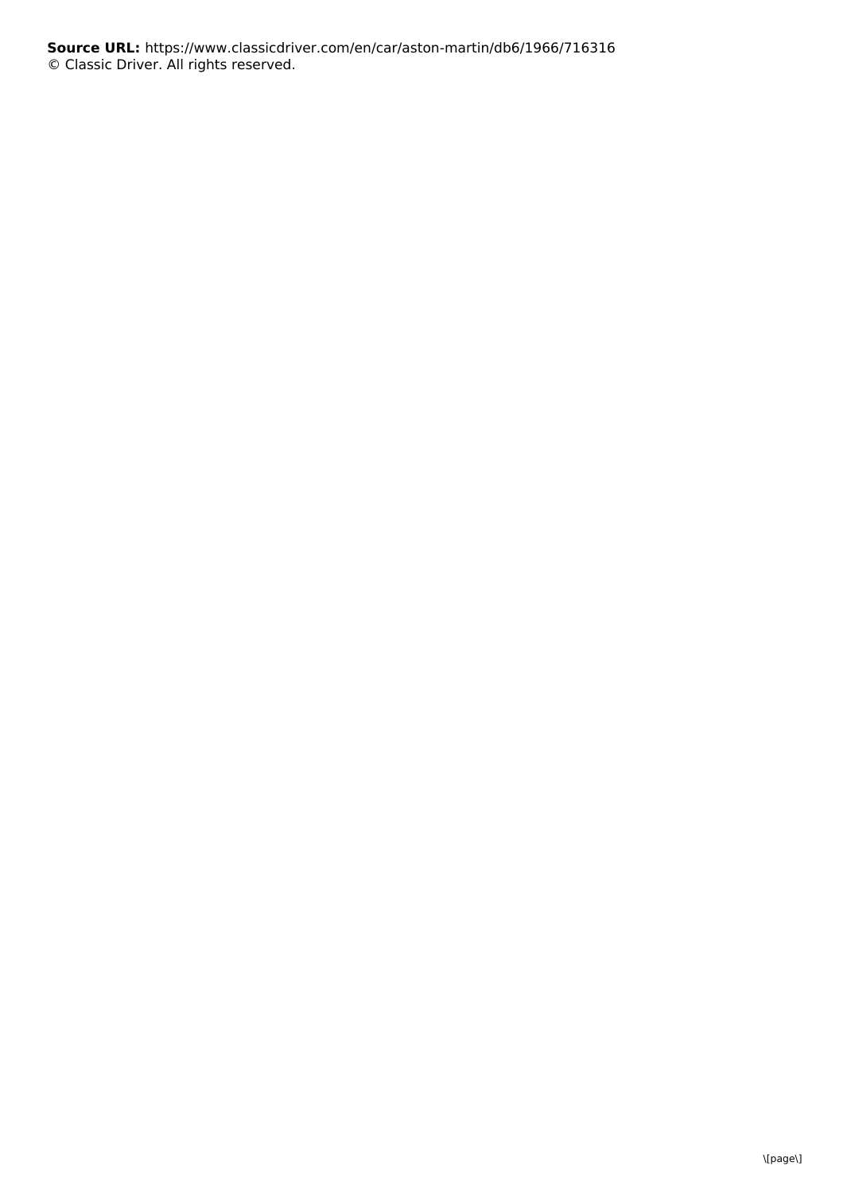**Source URL:** https://www.classicdriver.com/en/car/aston-martin/db6/1966/716316
© Classic Driver. All rights reserved.